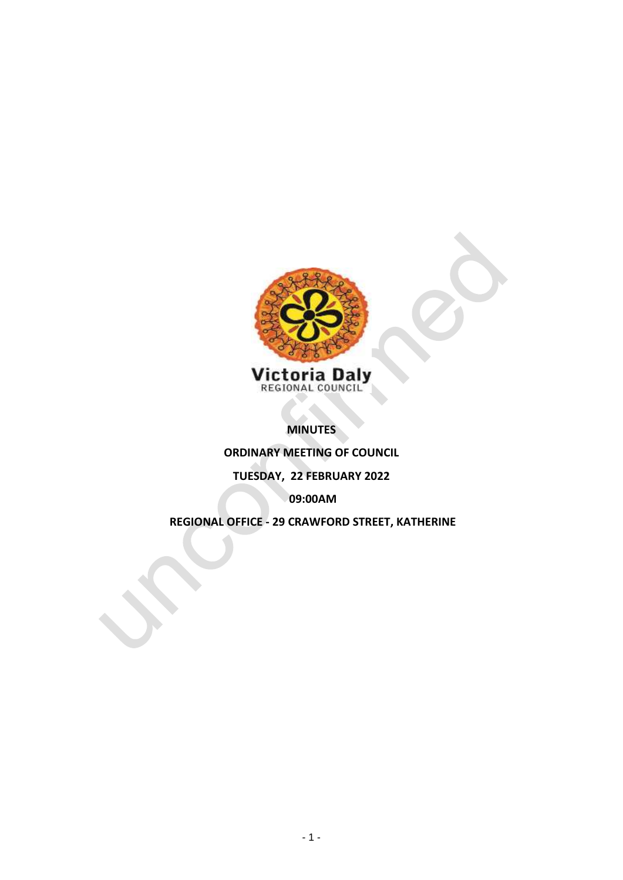Victoria Daly
REGIONAL COUNCIL

**MINUTES**

**ORDINARY MEETING OF COUNCIL**

**TUESDAY, 22 FEBRUARY 2022**

**09:00AM**

**REGIONAL OFFICE - 29 CRAWFORD STREET, KATHERINE**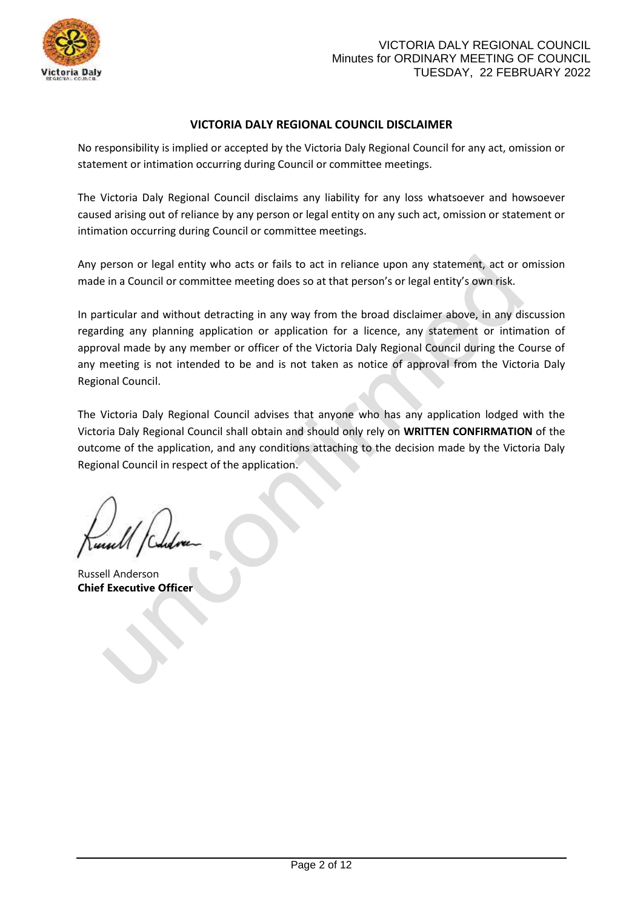## VICTORIA DALY REGIONAL COUNCIL DISCLAIMER

No responsibility is implied or accepted by the Victoria Daly Regional Council for any act, omission or statement or intimation occurring during Council or committee meetings.

The Victoria Daly Regional Council disclaims any liability for any loss whatsoever and howsoever caused arising out of reliance by any person or legal entity on any such act, omission or statement or intimation occurring during Council or committee meetings.

Any person or legal entity who acts or fails to act in reliance upon any statement, act or omission made in a Council or committee meeting does so at that person's or legal entity's own risk.

In particular and without detracting in any way from the broad disclaimer above, in any discussion regarding any planning application or application for a licence, any statement or intimation of approval made by any member or officer of the Victoria Daly Regional Council during the Course of any meeting is not intended to be and is not taken as notice of approval from the Victoria Daly Regional Council.

The Victoria Daly Regional Council advises that anyone who has any application lodged with the Victoria Daly Regional Council shall obtain and should only rely on **WRITTEN CONFIRMATION** of the outcome of the application, and any conditions attaching to the decision made by the Victoria Daly Regional Council in respect of the application.

Russell Anderson
**Chief Executive Officer**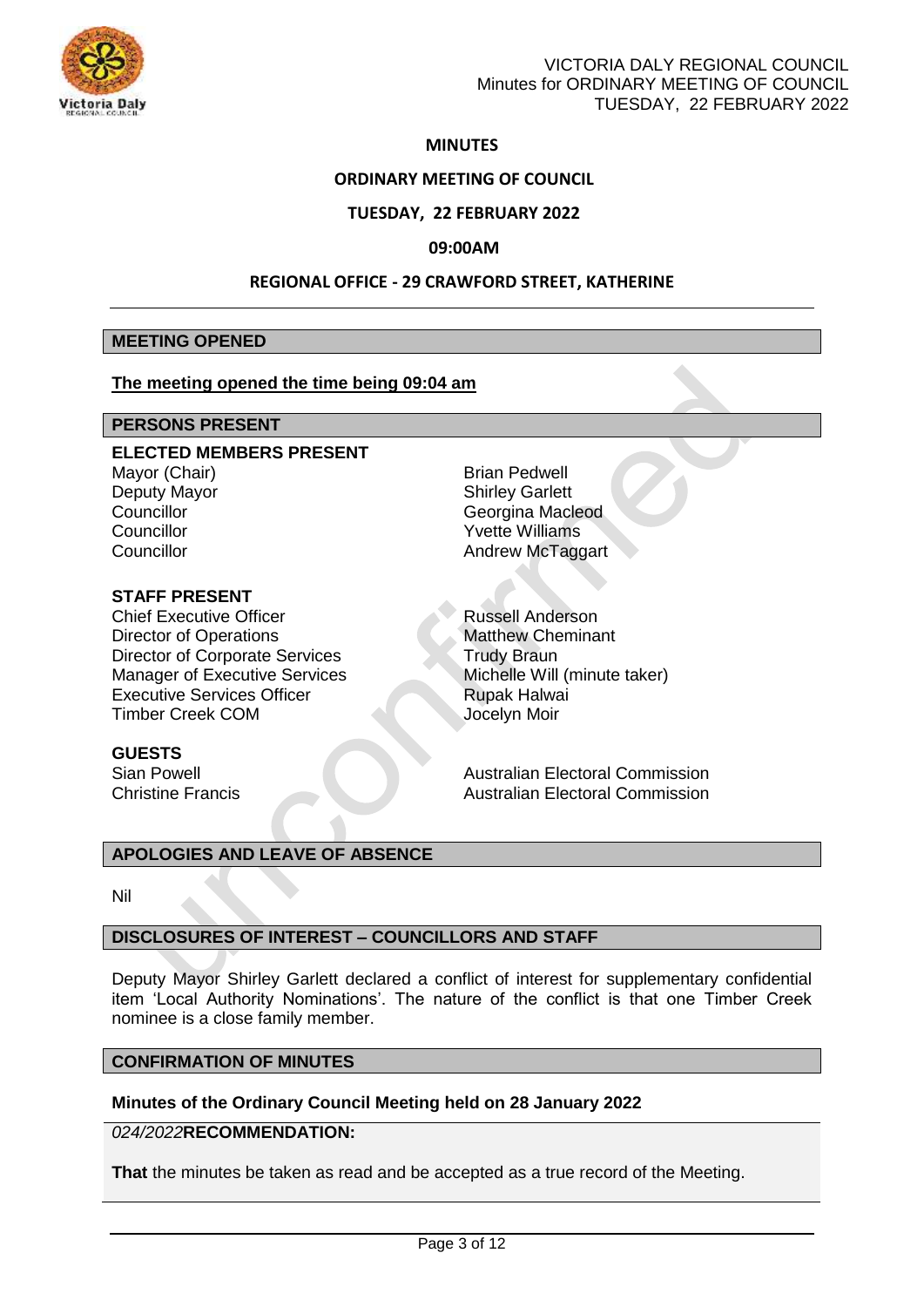## MINUTES

## ORDINARY MEETING OF COUNCIL

## TUESDAY, 22 FEBRUARY 2022

## 09:00AM

## REGIONAL OFFICE - 29 CRAWFORD STREET, KATHERINE

### MEETING OPENED

**The meeting opened the time being 09:04 am**

### PERSONS PRESENT

**ELECTED MEMBERS PRESENT**

| | |
|---|---|
| Mayor (Chair) | Brian Pedwell |
| Deputy Mayor | Shirley Garlett |
| Councillor | Georgina Macleod |
| Councillor | Yvette Williams |
| Councillor | Andrew McTaggart |

**STAFF PRESENT**

| | |
|---|---|
| Chief Executive Officer | Russell Anderson |
| Director of Operations | Matthew Cheminant |
| Director of Corporate Services | Trudy Braun |
| Manager of Executive Services | Michelle Will (minute taker) |
| Executive Services Officer | Rupak Halwai |
| Timber Creek COM | Jocelyn Moir |

**GUESTS**

| | |
|---|---|
| Sian Powell | Australian Electoral Commission |
| Christine Francis | Australian Electoral Commission |

### APOLOGIES AND LEAVE OF ABSENCE

Nil

### DISCLOSURES OF INTEREST – COUNCILLORS AND STAFF

Deputy Mayor Shirley Garlett declared a conflict of interest for supplementary confidential item 'Local Authority Nominations'. The nature of the conflict is that one Timber Creek nominee is a close family member.

### CONFIRMATION OF MINUTES

**Minutes of the Ordinary Council Meeting held on 28 January 2022**

*024/2022***RECOMMENDATION:**

**That** the minutes be taken as read and be accepted as a true record of the Meeting.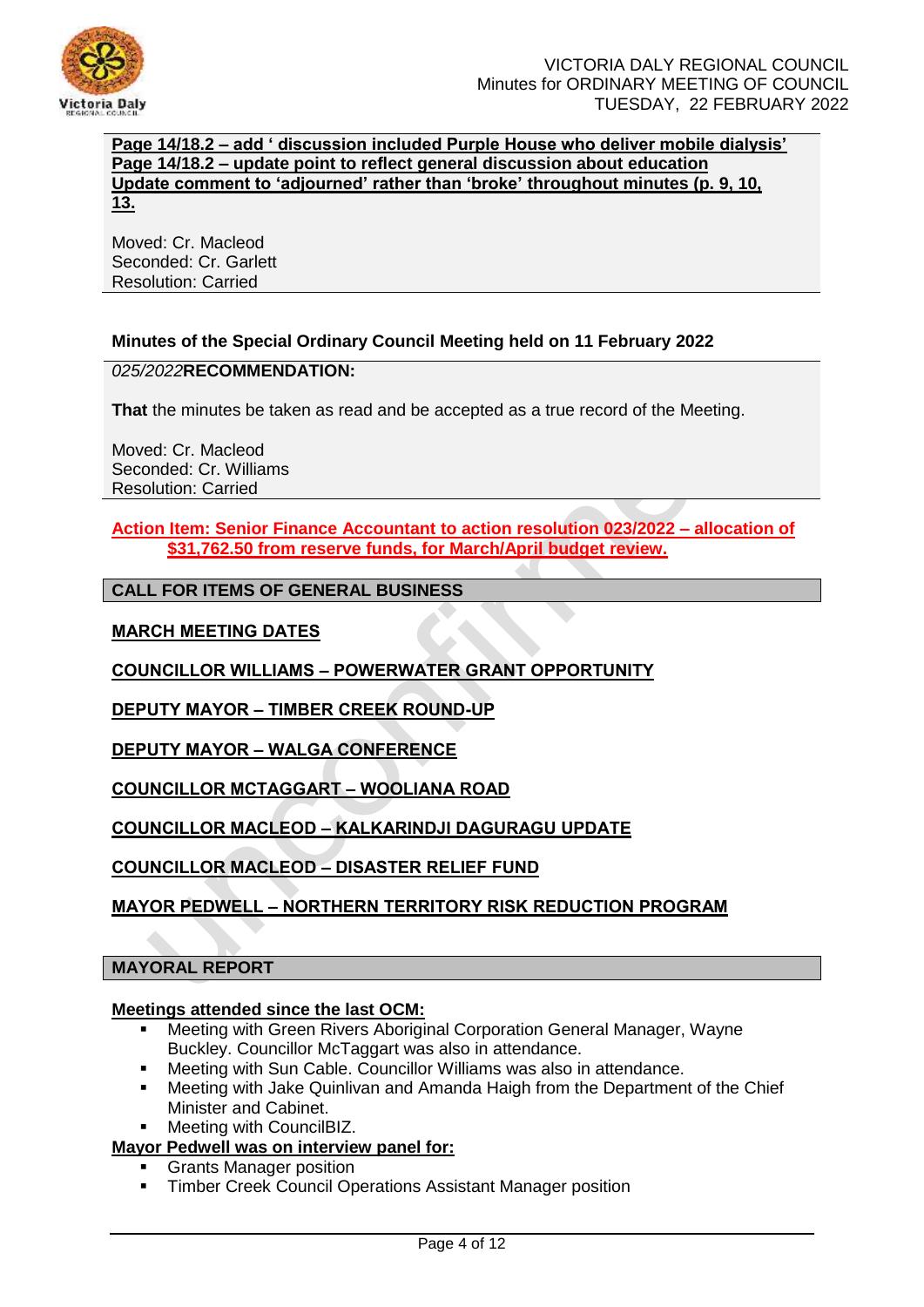**Page 14/18.2 – add ' discussion included Purple House who deliver mobile dialysis'**
**Page 14/18.2 – update point to reflect general discussion about education**
**Update comment to 'adjourned' rather than 'broke' throughout minutes (p. 9, 10, 13.**

Moved: Cr. Macleod
Seconded: Cr. Garlett
Resolution: Carried

**Minutes of the Special Ordinary Council Meeting held on 11 February 2022**

*025/2022***RECOMMENDATION:**

**That** the minutes be taken as read and be accepted as a true record of the Meeting.

Moved: Cr. Macleod
Seconded: Cr. Williams
Resolution: Carried

**Action Item: Senior Finance Accountant to action resolution 023/2022 – allocation of $31,762.50 from reserve funds, for March/April budget review.**

## CALL FOR ITEMS OF GENERAL BUSINESS

**MARCH MEETING DATES**

**COUNCILLOR WILLIAMS – POWERWATER GRANT OPPORTUNITY**

**DEPUTY MAYOR – TIMBER CREEK ROUND-UP**

**DEPUTY MAYOR – WALGA CONFERENCE**

**COUNCILLOR MCTAGGART – WOOLIANA ROAD**

**COUNCILLOR MACLEOD – KALKARINDJI DAGURAGU UPDATE**

**COUNCILLOR MACLEOD – DISASTER RELIEF FUND**

**MAYOR PEDWELL – NORTHERN TERRITORY RISK REDUCTION PROGRAM**

## MAYORAL REPORT

**Meetings attended since the last OCM:**

- Meeting with Green Rivers Aboriginal Corporation General Manager, Wayne Buckley. Councillor McTaggart was also in attendance.
- Meeting with Sun Cable. Councillor Williams was also in attendance.
- Meeting with Jake Quinlivan and Amanda Haigh from the Department of the Chief Minister and Cabinet.
- Meeting with CouncilBIZ.

**Mayor Pedwell was on interview panel for:**

- Grants Manager position
- Timber Creek Council Operations Assistant Manager position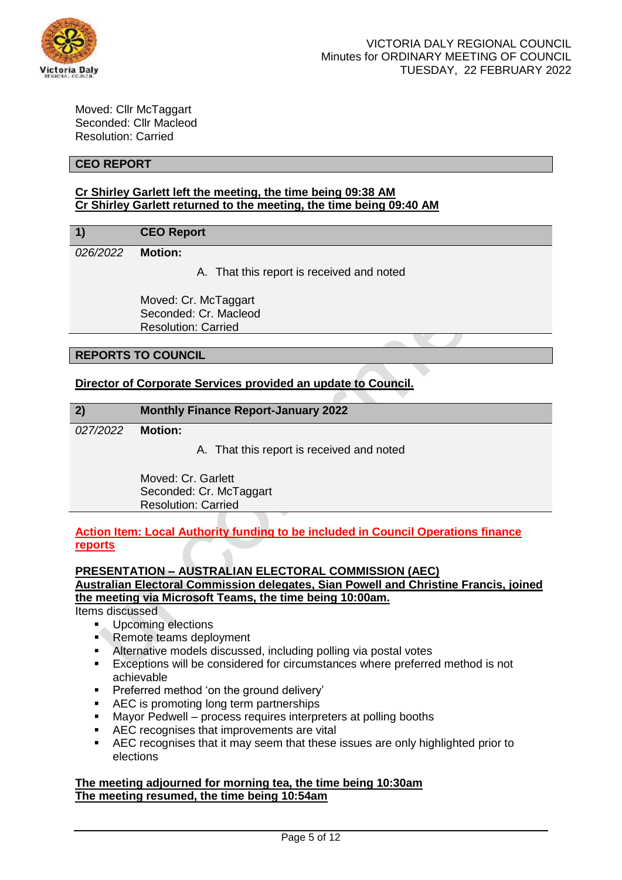Moved: Cllr McTaggart
Seconded: Cllr Macleod
Resolution: Carried

## CEO REPORT

**Cr Shirley Garlett left the meeting, the time being 09:38 AM**
**Cr Shirley Garlett returned to the meeting, the time being 09:40 AM**

| 1) | CEO Report |
|---|---|
| *026/2022* | **Motion:**<br>A. That this report is received and noted<br><br>Moved: Cr. McTaggart<br>Seconded: Cr. Macleod<br>Resolution: Carried |

## REPORTS TO COUNCIL

**Director of Corporate Services provided an update to Council.**

| 2) | Monthly Finance Report-January 2022 |
|---|---|
| *027/2022* | **Motion:**<br>A. That this report is received and noted<br><br>Moved: Cr. Garlett<br>Seconded: Cr. McTaggart<br>Resolution: Carried |

**Action Item: Local Authority funding to be included in Council Operations finance reports**

**PRESENTATION – AUSTRALIAN ELECTORAL COMMISSION (AEC)**
**Australian Electoral Commission delegates, Sian Powell and Christine Francis, joined the meeting via Microsoft Teams, the time being 10:00am.**

Items discussed

- Upcoming elections
- Remote teams deployment
- Alternative models discussed, including polling via postal votes
- Exceptions will be considered for circumstances where preferred method is not achievable
- Preferred method 'on the ground delivery'
- AEC is promoting long term partnerships
- Mayor Pedwell – process requires interpreters at polling booths
- AEC recognises that improvements are vital
- AEC recognises that it may seem that these issues are only highlighted prior to elections

**The meeting adjourned for morning tea, the time being 10:30am**
**The meeting resumed, the time being 10:54am**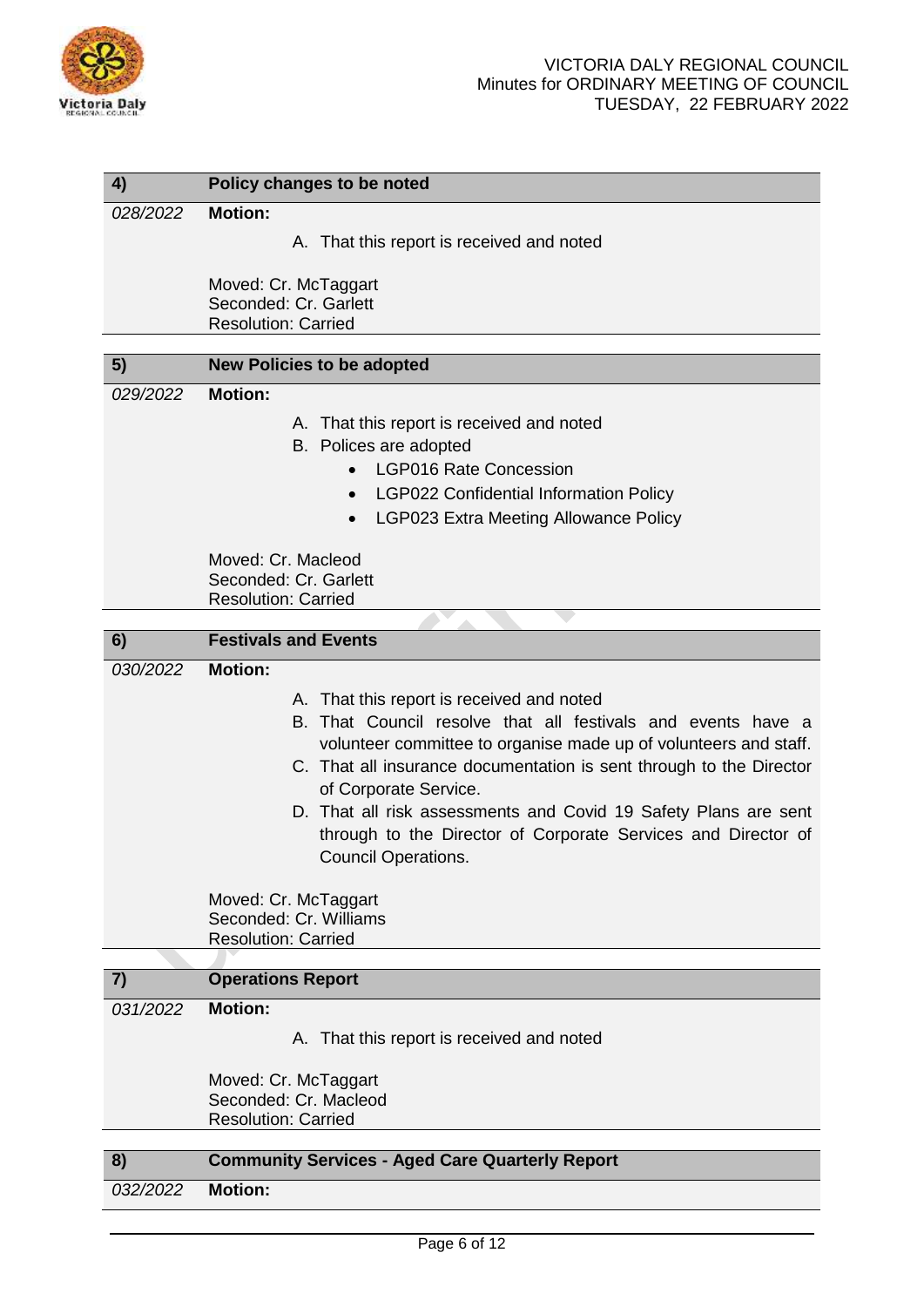| 4) | Policy changes to be noted |
| --- | --- |
| *028/2022* | **Motion:**<br><br>A. That this report is received and noted<br><br>Moved: Cr. McTaggart<br>Seconded: Cr. Garlett<br>Resolution: Carried |

| 5) | New Policies to be adopted |
| --- | --- |
| *029/2022* | **Motion:**<br><br>A. That this report is received and noted<br>B. Polices are adopted<br>• LGP016 Rate Concession<br>• LGP022 Confidential Information Policy<br>• LGP023 Extra Meeting Allowance Policy<br><br>Moved: Cr. Macleod<br>Seconded: Cr. Garlett<br>Resolution: Carried |

| 6) | Festivals and Events |
| --- | --- |
| *030/2022* | **Motion:**<br><br>A. That this report is received and noted<br>B. That Council resolve that all festivals and events have a volunteer committee to organise made up of volunteers and staff.<br>C. That all insurance documentation is sent through to the Director of Corporate Service.<br>D. That all risk assessments and Covid 19 Safety Plans are sent through to the Director of Corporate Services and Director of Council Operations.<br><br>Moved: Cr. McTaggart<br>Seconded: Cr. Williams<br>Resolution: Carried |

| 7) | Operations Report |
| --- | --- |
| *031/2022* | **Motion:**<br><br>A. That this report is received and noted<br><br>Moved: Cr. McTaggart<br>Seconded: Cr. Macleod<br>Resolution: Carried |

| 8) | Community Services - Aged Care Quarterly Report |
| --- | --- |
| *032/2022* | **Motion:** |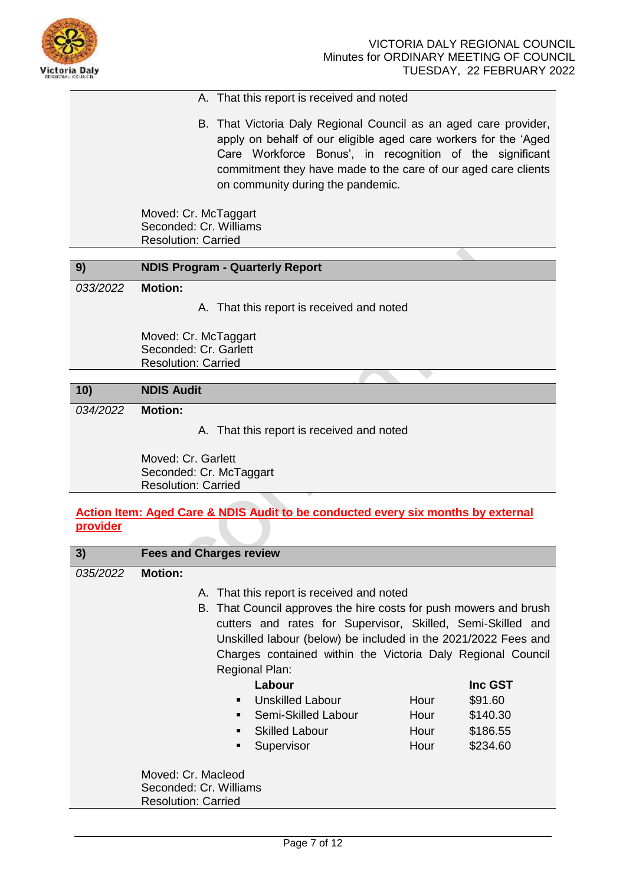A. That this report is received and noted

B. That Victoria Daly Regional Council as an aged care provider, apply on behalf of our eligible aged care workers for the 'Aged Care Workforce Bonus', in recognition of the significant commitment they have made to the care of our aged care clients on community during the pandemic.

Moved: Cr. McTaggart
Seconded: Cr. Williams
Resolution: Carried

| 9) | NDIS Program - Quarterly Report |
|---|---|

*033/2022* **Motion:**

A. That this report is received and noted

Moved: Cr. McTaggart
Seconded: Cr. Garlett
Resolution: Carried

| 10) | NDIS Audit |
|---|---|

*034/2022* **Motion:**

A. That this report is received and noted

Moved: Cr. Garlett
Seconded: Cr. McTaggart
Resolution: Carried

**Action Item: Aged Care & NDIS Audit to be conducted every six months by external provider**

| 3) | Fees and Charges review |
|---|---|

*035/2022* **Motion:**

A. That this report is received and noted

B. That Council approves the hire costs for push mowers and brush cutters and rates for Supervisor, Skilled, Semi-Skilled and Unskilled labour (below) be included in the 2021/2022 Fees and Charges contained within the Victoria Daly Regional Council Regional Plan:

| Labour | | Inc GST |
|---|---|---|
| ▪ Unskilled Labour | Hour | $91.60 |
| ▪ Semi-Skilled Labour | Hour | $140.30 |
| ▪ Skilled Labour | Hour | $186.55 |
| ▪ Supervisor | Hour | $234.60 |

Moved: Cr. Macleod
Seconded: Cr. Williams
Resolution: Carried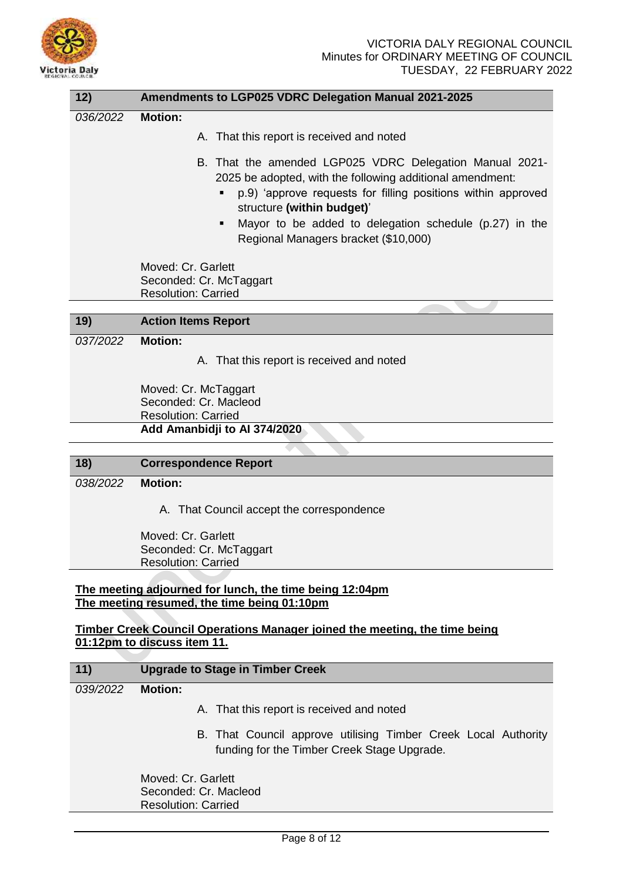| 12) | Amendments to LGP025 VDRC Delegation Manual 2021-2025 |
|---|---|
| *036/2022* | **Motion:**<br><br>A. That this report is received and noted<br><br>B. That the amended LGP025 VDRC Delegation Manual 2021-2025 be adopted, with the following additional amendment:<br>▪ p.9) 'approve requests for filling positions within approved structure **(within budget)**'<br>▪ Mayor to be added to delegation schedule (p.27) in the Regional Managers bracket ($10,000)<br><br>Moved: Cr. Garlett<br>Seconded: Cr. McTaggart<br>Resolution: Carried |

| 19) | Action Items Report |
|---|---|
| *037/2022* | **Motion:**<br><br>A. That this report is received and noted<br><br>Moved: Cr. McTaggart<br>Seconded: Cr. Macleod<br>Resolution: Carried |
| | **Add Amanbidji to AI 374/2020** |

| 18) | Correspondence Report |
|---|---|
| *038/2022* | **Motion:**<br><br>A. That Council accept the correspondence<br><br>Moved: Cr. Garlett<br>Seconded: Cr. McTaggart<br>Resolution: Carried |

**The meeting adjourned for lunch, the time being 12:04pm**
**The meeting resumed, the time being 01:10pm**

**Timber Creek Council Operations Manager joined the meeting, the time being 01:12pm to discuss item 11.**

| 11) | Upgrade to Stage in Timber Creek |
|---|---|
| *039/2022* | **Motion:**<br><br>A. That this report is received and noted<br><br>B. That Council approve utilising Timber Creek Local Authority funding for the Timber Creek Stage Upgrade.<br><br>Moved: Cr. Garlett<br>Seconded: Cr. Macleod<br>Resolution: Carried |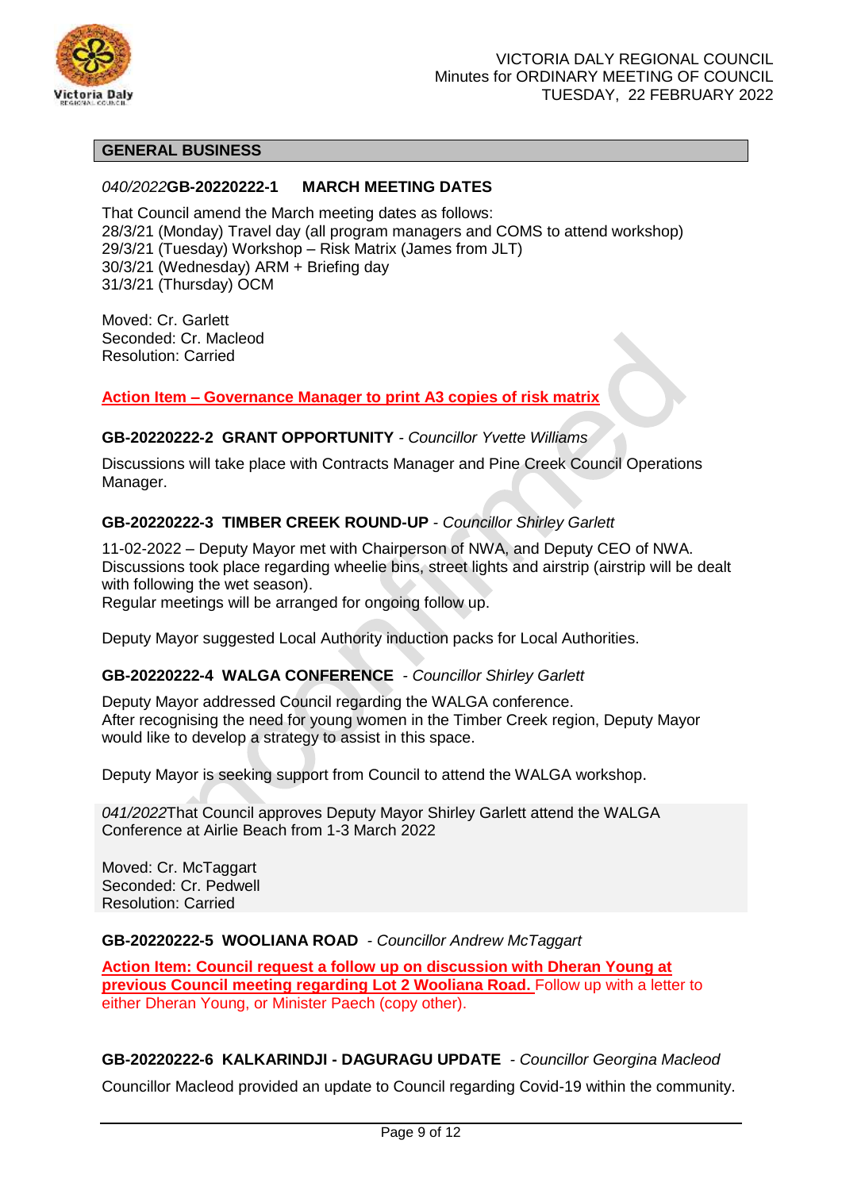## GENERAL BUSINESS

### *040/2022*GB-20220222-1 MARCH MEETING DATES

That Council amend the March meeting dates as follows:
28/3/21 (Monday) Travel day (all program managers and COMS to attend workshop)
29/3/21 (Tuesday) Workshop – Risk Matrix (James from JLT)
30/3/21 (Wednesday) ARM + Briefing day
31/3/21 (Thursday) OCM

Moved: Cr. Garlett
Seconded: Cr. Macleod
Resolution: Carried

**Action Item – Governance Manager to print A3 copies of risk matrix**

### GB-20220222-2 GRANT OPPORTUNITY - *Councillor Yvette Williams*

Discussions will take place with Contracts Manager and Pine Creek Council Operations Manager.

### GB-20220222-3 TIMBER CREEK ROUND-UP - *Councillor Shirley Garlett*

11-02-2022 – Deputy Mayor met with Chairperson of NWA, and Deputy CEO of NWA. Discussions took place regarding wheelie bins, street lights and airstrip (airstrip will be dealt with following the wet season).
Regular meetings will be arranged for ongoing follow up.

Deputy Mayor suggested Local Authority induction packs for Local Authorities.

### GB-20220222-4 WALGA CONFERENCE - *Councillor Shirley Garlett*

Deputy Mayor addressed Council regarding the WALGA conference.
After recognising the need for young women in the Timber Creek region, Deputy Mayor would like to develop a strategy to assist in this space.

Deputy Mayor is seeking support from Council to attend the WALGA workshop.

*041/2022*That Council approves Deputy Mayor Shirley Garlett attend the WALGA Conference at Airlie Beach from 1-3 March 2022

Moved: Cr. McTaggart
Seconded: Cr. Pedwell
Resolution: Carried

### GB-20220222-5 WOOLIANA ROAD - *Councillor Andrew McTaggart*

**Action Item: Council request a follow up on discussion with Dheran Young at previous Council meeting regarding Lot 2 Wooliana Road.** Follow up with a letter to either Dheran Young, or Minister Paech (copy other).

### GB-20220222-6 KALKARINDJI - DAGURAGU UPDATE - *Councillor Georgina Macleod*

Councillor Macleod provided an update to Council regarding Covid-19 within the community.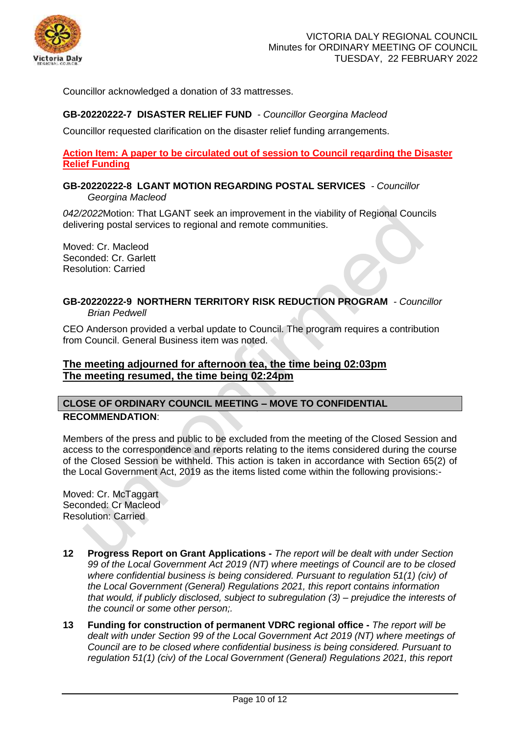Councillor acknowledged a donation of 33 mattresses.

**GB-20220222-7 DISASTER RELIEF FUND** - *Councillor Georgina Macleod*

Councillor requested clarification on the disaster relief funding arrangements.

**Action Item: A paper to be circulated out of session to Council regarding the Disaster Relief Funding**

**GB-20220222-8 LGANT MOTION REGARDING POSTAL SERVICES** - *Councillor Georgina Macleod*

*042/2022*Motion: That LGANT seek an improvement in the viability of Regional Councils delivering postal services to regional and remote communities.

Moved: Cr. Macleod
Seconded: Cr. Garlett
Resolution: Carried

**GB-20220222-9 NORTHERN TERRITORY RISK REDUCTION PROGRAM** - *Councillor Brian Pedwell*

CEO Anderson provided a verbal update to Council. The program requires a contribution from Council. General Business item was noted.

**The meeting adjourned for afternoon tea, the time being 02:03pm**
**The meeting resumed, the time being 02:24pm**

**CLOSE OF ORDINARY COUNCIL MEETING – MOVE TO CONFIDENTIAL**

**RECOMMENDATION**:

Members of the press and public to be excluded from the meeting of the Closed Session and access to the correspondence and reports relating to the items considered during the course of the Closed Session be withheld. This action is taken in accordance with Section 65(2) of the Local Government Act, 2019 as the items listed come within the following provisions:-

Moved: Cr. McTaggart
Seconded: Cr Macleod
Resolution: Carried

**12 Progress Report on Grant Applications -** *The report will be dealt with under Section 99 of the Local Government Act 2019 (NT) where meetings of Council are to be closed where confidential business is being considered. Pursuant to regulation 51(1) (civ) of the Local Government (General) Regulations 2021, this report contains information that would, if publicly disclosed, subject to subregulation (3) – prejudice the interests of the council or some other person;.*

**13 Funding for construction of permanent VDRC regional office -** *The report will be dealt with under Section 99 of the Local Government Act 2019 (NT) where meetings of Council are to be closed where confidential business is being considered. Pursuant to regulation 51(1) (civ) of the Local Government (General) Regulations 2021, this report*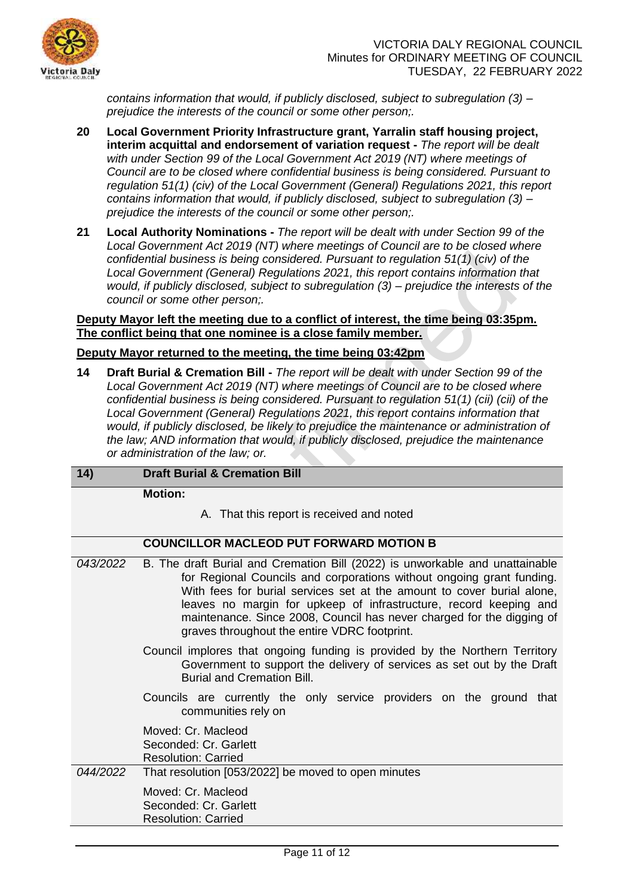*contains information that would, if publicly disclosed, subject to subregulation (3) – prejudice the interests of the council or some other person;.*

**20 Local Government Priority Infrastructure grant, Yarralin staff housing project, interim acquittal and endorsement of variation request -** *The report will be dealt with under Section 99 of the Local Government Act 2019 (NT) where meetings of Council are to be closed where confidential business is being considered. Pursuant to regulation 51(1) (civ) of the Local Government (General) Regulations 2021, this report contains information that would, if publicly disclosed, subject to subregulation (3) – prejudice the interests of the council or some other person;.*

**21 Local Authority Nominations -** *The report will be dealt with under Section 99 of the Local Government Act 2019 (NT) where meetings of Council are to be closed where confidential business is being considered. Pursuant to regulation 51(1) (civ) of the Local Government (General) Regulations 2021, this report contains information that would, if publicly disclosed, subject to subregulation (3) – prejudice the interests of the council or some other person;.*

**Deputy Mayor left the meeting due to a conflict of interest, the time being 03:35pm. The conflict being that one nominee is a close family member.**

**Deputy Mayor returned to the meeting, the time being 03:42pm**

**14 Draft Burial & Cremation Bill -** *The report will be dealt with under Section 99 of the Local Government Act 2019 (NT) where meetings of Council are to be closed where confidential business is being considered. Pursuant to regulation 51(1) (cii) (cii) of the Local Government (General) Regulations 2021, this report contains information that would, if publicly disclosed, be likely to prejudice the maintenance or administration of the law; AND information that would, if publicly disclosed, prejudice the maintenance or administration of the law; or.*

| **14)** | **Draft Burial & Cremation Bill** |
|---|---|
| | **Motion:**<br><br>A. That this report is received and noted |
| | **COUNCILLOR MACLEOD PUT FORWARD MOTION B** |
| *043/2022* | B. The draft Burial and Cremation Bill (2022) is unworkable and unattainable for Regional Councils and corporations without ongoing grant funding. With fees for burial services set at the amount to cover burial alone, leaves no margin for upkeep of infrastructure, record keeping and maintenance. Since 2008, Council has never charged for the digging of graves throughout the entire VDRC footprint.<br><br>Council implores that ongoing funding is provided by the Northern Territory Government to support the delivery of services as set out by the Draft Burial and Cremation Bill.<br><br>Councils are currently the only service providers on the ground that communities rely on<br><br>Moved: Cr. Macleod<br>Seconded: Cr. Garlett<br>Resolution: Carried |
| *044/2022* | That resolution [053/2022] be moved to open minutes<br><br>Moved: Cr. Macleod<br>Seconded: Cr. Garlett<br>Resolution: Carried |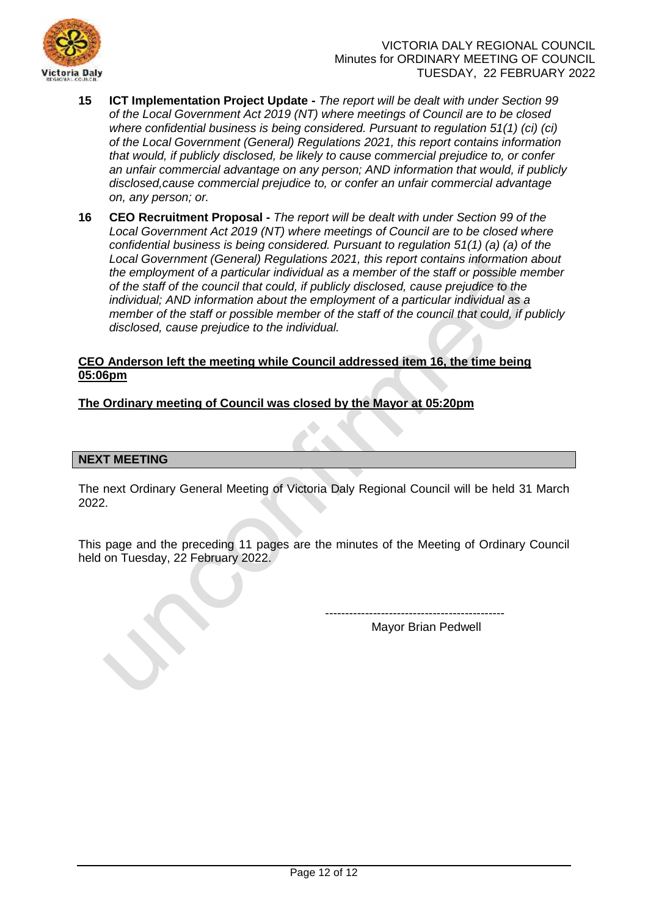**15 ICT Implementation Project Update -** *The report will be dealt with under Section 99 of the Local Government Act 2019 (NT) where meetings of Council are to be closed where confidential business is being considered. Pursuant to regulation 51(1) (ci) (ci) of the Local Government (General) Regulations 2021, this report contains information that would, if publicly disclosed, be likely to cause commercial prejudice to, or confer an unfair commercial advantage on any person; AND information that would, if publicly disclosed,cause commercial prejudice to, or confer an unfair commercial advantage on, any person; or.*

**16 CEO Recruitment Proposal -** *The report will be dealt with under Section 99 of the Local Government Act 2019 (NT) where meetings of Council are to be closed where confidential business is being considered. Pursuant to regulation 51(1) (a) (a) of the Local Government (General) Regulations 2021, this report contains information about the employment of a particular individual as a member of the staff or possible member of the staff of the council that could, if publicly disclosed, cause prejudice to the individual; AND information about the employment of a particular individual as a member of the staff or possible member of the staff of the council that could, if publicly disclosed, cause prejudice to the individual.*

**CEO Anderson left the meeting while Council addressed item 16, the time being 05:06pm**

**The Ordinary meeting of Council was closed by the Mayor at 05:20pm**

## NEXT MEETING

The next Ordinary General Meeting of Victoria Daly Regional Council will be held 31 March 2022.

This page and the preceding 11 pages are the minutes of the Meeting of Ordinary Council held on Tuesday, 22 February 2022.

---------------------------------------------

Mayor Brian Pedwell